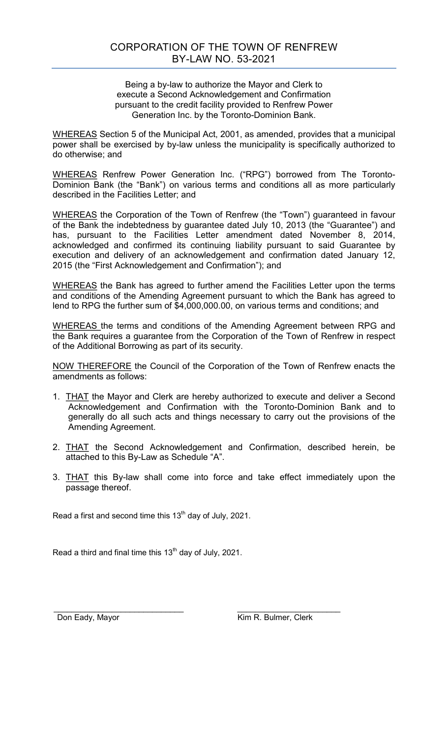# CORPORATION OF THE TOWN OF RENFREW
## BY-LAW NO. 53-2021

Being a by-law to authorize the Mayor and Clerk to execute a Second Acknowledgement and Confirmation pursuant to the credit facility provided to Renfrew Power Generation Inc. by the Toronto-Dominion Bank.

WHEREAS Section 5 of the Municipal Act, 2001, as amended, provides that a municipal power shall be exercised by by-law unless the municipality is specifically authorized to do otherwise; and

WHEREAS Renfrew Power Generation Inc. ("RPG") borrowed from The Toronto-Dominion Bank (the "Bank") on various terms and conditions all as more particularly described in the Facilities Letter; and

WHEREAS the Corporation of the Town of Renfrew (the "Town") guaranteed in favour of the Bank the indebtedness by guarantee dated July 10, 2013 (the "Guarantee") and has, pursuant to the Facilities Letter amendment dated November 8, 2014, acknowledged and confirmed its continuing liability pursuant to said Guarantee by execution and delivery of an acknowledgement and confirmation dated January 12, 2015 (the "First Acknowledgement and Confirmation"); and

WHEREAS the Bank has agreed to further amend the Facilities Letter upon the terms and conditions of the Amending Agreement pursuant to which the Bank has agreed to lend to RPG the further sum of $4,000,000.00, on various terms and conditions; and

WHEREAS the terms and conditions of the Amending Agreement between RPG and the Bank requires a guarantee from the Corporation of the Town of Renfrew in respect of the Additional Borrowing as part of its security.

NOW THEREFORE the Council of the Corporation of the Town of Renfrew enacts the amendments as follows:

1. THAT the Mayor and Clerk are hereby authorized to execute and deliver a Second Acknowledgement and Confirmation with the Toronto-Dominion Bank and to generally do all such acts and things necessary to carry out the provisions of the Amending Agreement.
2. THAT the Second Acknowledgement and Confirmation, described herein, be attached to this By-Law as Schedule "A".
3. THAT this By-law shall come into force and take effect immediately upon the passage thereof.

Read a first and second time this 13th day of July, 2021.

Read a third and final time this 13th day of July, 2021.

\_\_\_\_\_\_\_\_\_\_\_\_\_\_\_\_\_\_\_\_\_\_\_\_\_\_\_\_\_\_
Don Eady, Mayor

\_\_\_\_\_\_\_\_\_\_\_\_\_\_\_\_\_\_\_\_\_\_\_\_\_\_\_\_\_\_
Kim R. Bulmer, Clerk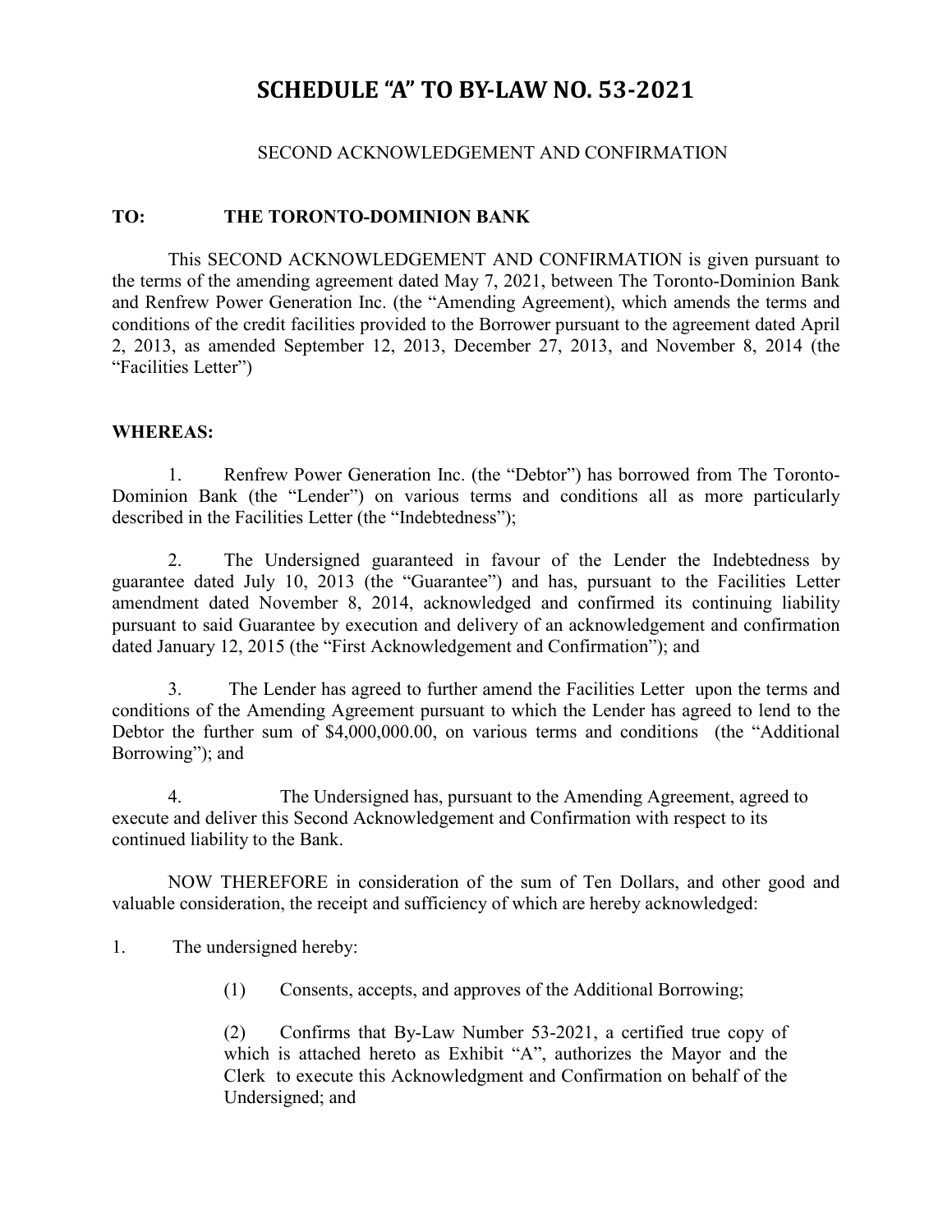# SCHEDULE "A" TO BY-LAW NO. 53-2021

SECOND ACKNOWLEDGEMENT AND CONFIRMATION

**TO: THE TORONTO-DOMINION BANK**

This SECOND ACKNOWLEDGEMENT AND CONFIRMATION is given pursuant to the terms of the amending agreement dated May 7, 2021, between The Toronto-Dominion Bank and Renfrew Power Generation Inc. (the "Amending Agreement), which amends the terms and conditions of the credit facilities provided to the Borrower pursuant to the agreement dated April 2, 2013, as amended September 12, 2013, December 27, 2013, and November 8, 2014 (the "Facilities Letter")

**WHEREAS:**

1. Renfrew Power Generation Inc. (the "Debtor") has borrowed from The Toronto-Dominion Bank (the "Lender") on various terms and conditions all as more particularly described in the Facilities Letter (the "Indebtedness");

2. The Undersigned guaranteed in favour of the Lender the Indebtedness by guarantee dated July 10, 2013 (the "Guarantee") and has, pursuant to the Facilities Letter amendment dated November 8, 2014, acknowledged and confirmed its continuing liability pursuant to said Guarantee by execution and delivery of an acknowledgement and confirmation dated January 12, 2015 (the "First Acknowledgement and Confirmation"); and

3. The Lender has agreed to further amend the Facilities Letter upon the terms and conditions of the Amending Agreement pursuant to which the Lender has agreed to lend to the Debtor the further sum of $4,000,000.00, on various terms and conditions (the "Additional Borrowing"); and

4. The Undersigned has, pursuant to the Amending Agreement, agreed to execute and deliver this Second Acknowledgement and Confirmation with respect to its continued liability to the Bank.

NOW THEREFORE in consideration of the sum of Ten Dollars, and other good and valuable consideration, the receipt and sufficiency of which are hereby acknowledged:

1. The undersigned hereby:

   (1) Consents, accepts, and approves of the Additional Borrowing;

   (2) Confirms that By-Law Number 53-2021, a certified true copy of which is attached hereto as Exhibit "A", authorizes the Mayor and the Clerk to execute this Acknowledgment and Confirmation on behalf of the Undersigned; and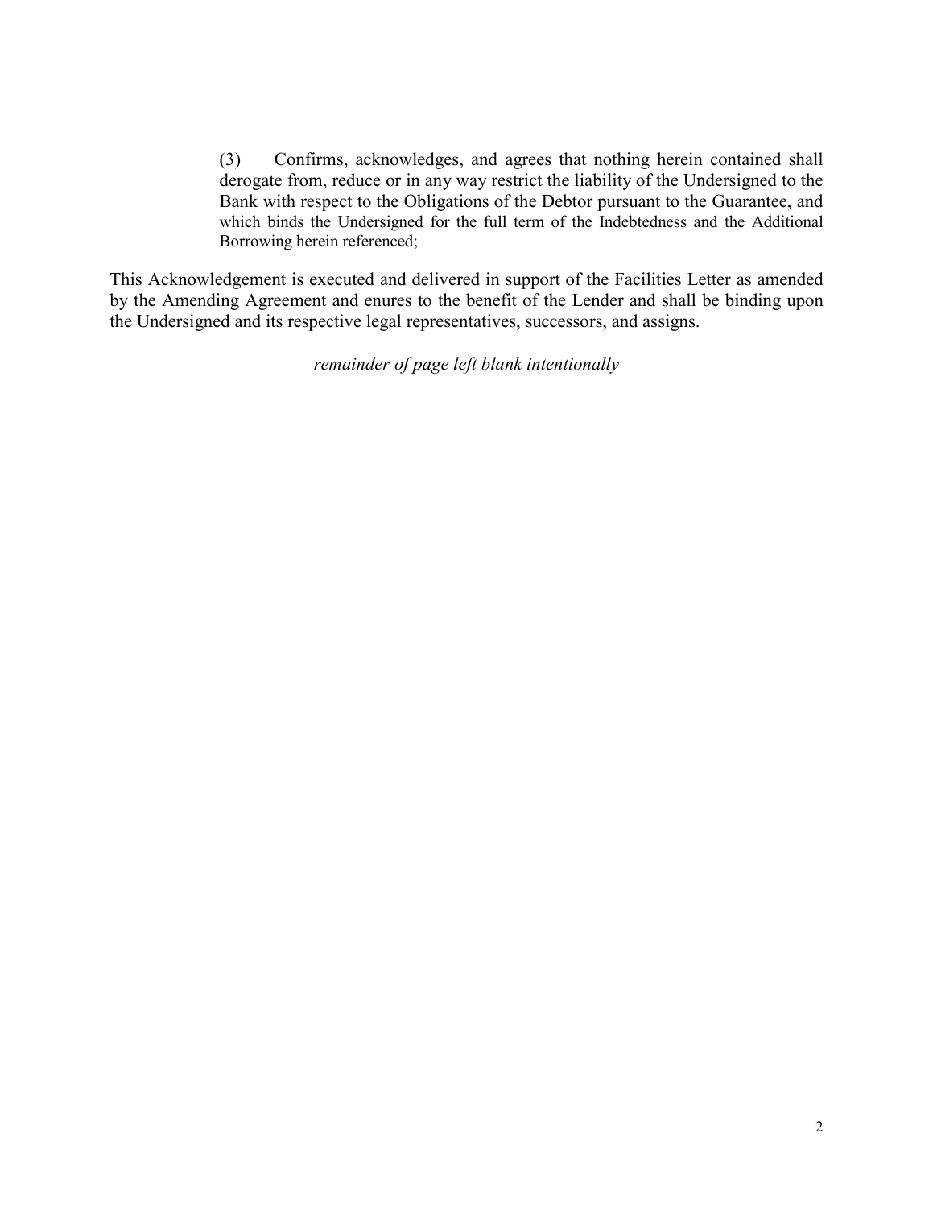(3) Confirms, acknowledges, and agrees that nothing herein contained shall derogate from, reduce or in any way restrict the liability of the Undersigned to the Bank with respect to the Obligations of the Debtor pursuant to the Guarantee, and which binds the Undersigned for the full term of the Indebtedness and the Additional Borrowing herein referenced;

This Acknowledgement is executed and delivered in support of the Facilities Letter as amended by the Amending Agreement and enures to the benefit of the Lender and shall be binding upon the Undersigned and its respective legal representatives, successors, and assigns.

*remainder of page left blank intentionally*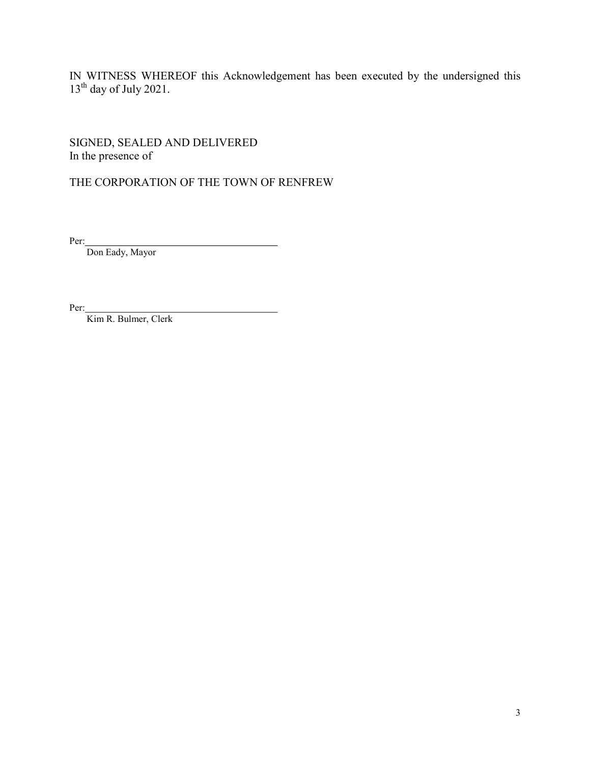IN WITNESS WHEREOF this Acknowledgement has been executed by the undersigned this 13th day of July 2021.

SIGNED, SEALED AND DELIVERED
In the presence of

THE CORPORATION OF THE TOWN OF RENFREW

Per:\_\_\_\_\_\_\_\_\_\_\_\_\_\_\_\_\_\_\_\_\_\_\_\_\_\_\_\_\_\_\_\_\_\_\_\_\_\_\_\_
Don Eady, Mayor

Per:\_\_\_\_\_\_\_\_\_\_\_\_\_\_\_\_\_\_\_\_\_\_\_\_\_\_\_\_\_\_\_\_\_\_\_\_\_\_\_\_
Kim R. Bulmer, Clerk